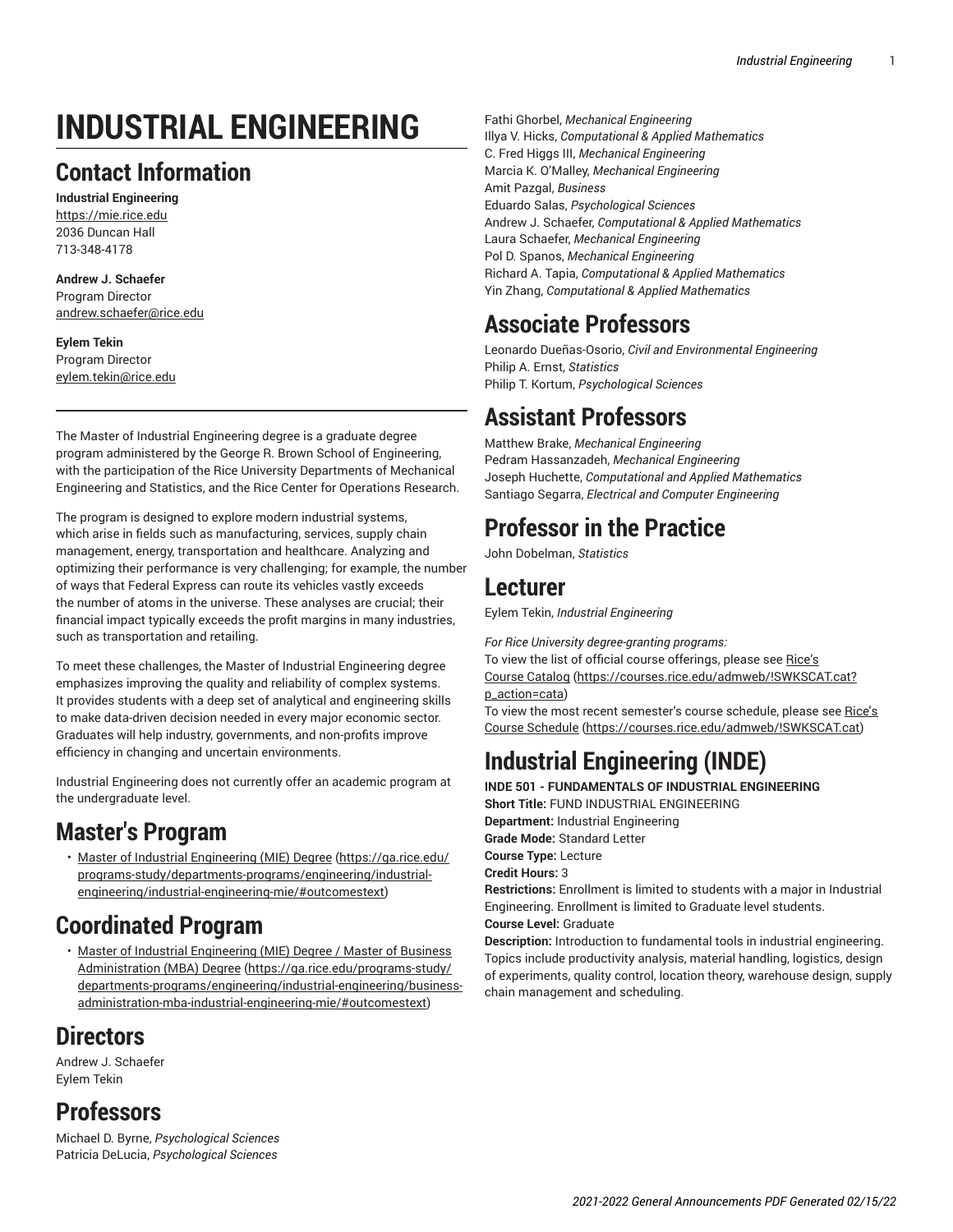# INDUSTRIAL ENGINEERING

## Contact Information

**Industrial Engineering**
https://mie.rice.edu
2036 Duncan Hall
713-348-4178

**Andrew J. Schaefer**
Program Director
andrew.schaefer@rice.edu

**Eylem Tekin**
Program Director
eylem.tekin@rice.edu

The Master of Industrial Engineering degree is a graduate degree program administered by the George R. Brown School of Engineering, with the participation of the Rice University Departments of Mechanical Engineering and Statistics, and the Rice Center for Operations Research.

The program is designed to explore modern industrial systems, which arise in fields such as manufacturing, services, supply chain management, energy, transportation and healthcare. Analyzing and optimizing their performance is very challenging; for example, the number of ways that Federal Express can route its vehicles vastly exceeds the number of atoms in the universe. These analyses are crucial; their financial impact typically exceeds the profit margins in many industries, such as transportation and retailing.

To meet these challenges, the Master of Industrial Engineering degree emphasizes improving the quality and reliability of complex systems. It provides students with a deep set of analytical and engineering skills to make data-driven decision needed in every major economic sector. Graduates will help industry, governments, and non-profits improve efficiency in changing and uncertain environments.

Industrial Engineering does not currently offer an academic program at the undergraduate level.

## Master's Program

- Master of Industrial Engineering (MIE) Degree (https://ga.rice.edu/programs-study/departments-programs/engineering/industrial-engineering/industrial-engineering-mie/#outcomestext)

## Coordinated Program

- Master of Industrial Engineering (MIE) Degree / Master of Business Administration (MBA) Degree (https://ga.rice.edu/programs-study/departments-programs/engineering/industrial-engineering/business-administration-mba-industrial-engineering-mie/#outcomestext)

## Directors

Andrew J. Schaefer
Eylem Tekin

## Professors

Michael D. Byrne, *Psychological Sciences*
Patricia DeLucia, *Psychological Sciences*
Fathi Ghorbel, *Mechanical Engineering*
Illya V. Hicks, *Computational & Applied Mathematics*
C. Fred Higgs III, *Mechanical Engineering*
Marcia K. O'Malley, *Mechanical Engineering*
Amit Pazgal, *Business*
Eduardo Salas, *Psychological Sciences*
Andrew J. Schaefer, *Computational & Applied Mathematics*
Laura Schaefer, *Mechanical Engineering*
Pol D. Spanos, *Mechanical Engineering*
Richard A. Tapia, *Computational & Applied Mathematics*
Yin Zhang, *Computational & Applied Mathematics*

## Associate Professors

Leonardo Dueñas-Osorio, *Civil and Environmental Engineering*
Philip A. Ernst, *Statistics*
Philip T. Kortum, *Psychological Sciences*

## Assistant Professors

Matthew Brake, *Mechanical Engineering*
Pedram Hassanzadeh, *Mechanical Engineering*
Joseph Huchette, *Computational and Applied Mathematics*
Santiago Segarra, *Electrical and Computer Engineering*

## Professor in the Practice

John Dobelman, *Statistics*

## Lecturer

Eylem Tekin, *Industrial Engineering*

*For Rice University degree-granting programs:*
To view the list of official course offerings, please see Rice's Course Catalog (https://courses.rice.edu/admweb/!SWKSCAT.cat?p_action=cata)
To view the most recent semester's course schedule, please see Rice's Course Schedule (https://courses.rice.edu/admweb/!SWKSCAT.cat)

## Industrial Engineering (INDE)

**INDE 501 - FUNDAMENTALS OF INDUSTRIAL ENGINEERING**
**Short Title:** FUND INDUSTRIAL ENGINEERING
**Department:** Industrial Engineering
**Grade Mode:** Standard Letter
**Course Type:** Lecture
**Credit Hours:** 3
**Restrictions:** Enrollment is limited to students with a major in Industrial Engineering. Enrollment is limited to Graduate level students.
**Course Level:** Graduate
**Description:** Introduction to fundamental tools in industrial engineering. Topics include productivity analysis, material handling, logistics, design of experiments, quality control, location theory, warehouse design, supply chain management and scheduling.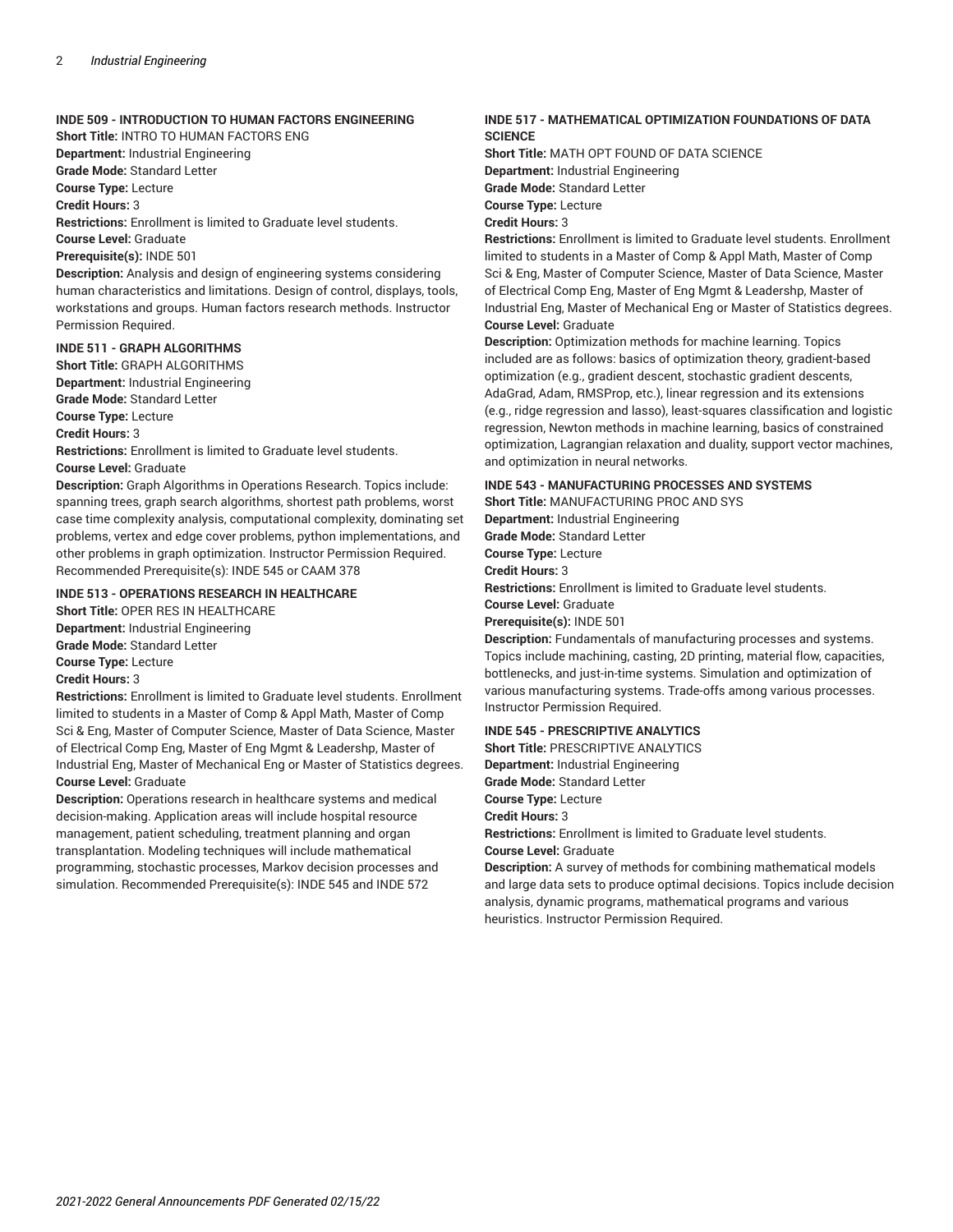### INDE 509 - INTRODUCTION TO HUMAN FACTORS ENGINEERING

**Short Title:** INTRO TO HUMAN FACTORS ENG
**Department:** Industrial Engineering
**Grade Mode:** Standard Letter
**Course Type:** Lecture
**Credit Hours:** 3
**Restrictions:** Enrollment is limited to Graduate level students.
**Course Level:** Graduate
**Prerequisite(s):** INDE 501
**Description:** Analysis and design of engineering systems considering human characteristics and limitations. Design of control, displays, tools, workstations and groups. Human factors research methods. Instructor Permission Required.

### INDE 511 - GRAPH ALGORITHMS

**Short Title:** GRAPH ALGORITHMS
**Department:** Industrial Engineering
**Grade Mode:** Standard Letter
**Course Type:** Lecture
**Credit Hours:** 3
**Restrictions:** Enrollment is limited to Graduate level students.
**Course Level:** Graduate
**Description:** Graph Algorithms in Operations Research. Topics include: spanning trees, graph search algorithms, shortest path problems, worst case time complexity analysis, computational complexity, dominating set problems, vertex and edge cover problems, python implementations, and other problems in graph optimization. Instructor Permission Required. Recommended Prerequisite(s): INDE 545 or CAAM 378

### INDE 513 - OPERATIONS RESEARCH IN HEALTHCARE

**Short Title:** OPER RES IN HEALTHCARE
**Department:** Industrial Engineering
**Grade Mode:** Standard Letter
**Course Type:** Lecture
**Credit Hours:** 3
**Restrictions:** Enrollment is limited to Graduate level students. Enrollment limited to students in a Master of Comp & Appl Math, Master of Comp Sci & Eng, Master of Computer Science, Master of Data Science, Master of Electrical Comp Eng, Master of Eng Mgmt & Leadershp, Master of Industrial Eng, Master of Mechanical Eng or Master of Statistics degrees.
**Course Level:** Graduate
**Description:** Operations research in healthcare systems and medical decision-making. Application areas will include hospital resource management, patient scheduling, treatment planning and organ transplantation. Modeling techniques will include mathematical programming, stochastic processes, Markov decision processes and simulation. Recommended Prerequisite(s): INDE 545 and INDE 572

### INDE 517 - MATHEMATICAL OPTIMIZATION FOUNDATIONS OF DATA SCIENCE

**Short Title:** MATH OPT FOUND OF DATA SCIENCE
**Department:** Industrial Engineering
**Grade Mode:** Standard Letter
**Course Type:** Lecture
**Credit Hours:** 3
**Restrictions:** Enrollment is limited to Graduate level students. Enrollment limited to students in a Master of Comp & Appl Math, Master of Comp Sci & Eng, Master of Computer Science, Master of Data Science, Master of Electrical Comp Eng, Master of Eng Mgmt & Leadershp, Master of Industrial Eng, Master of Mechanical Eng or Master of Statistics degrees.
**Course Level:** Graduate
**Description:** Optimization methods for machine learning. Topics included are as follows: basics of optimization theory, gradient-based optimization (e.g., gradient descent, stochastic gradient descents, AdaGrad, Adam, RMSProp, etc.), linear regression and its extensions (e.g., ridge regression and lasso), least-squares classification and logistic regression, Newton methods in machine learning, basics of constrained optimization, Lagrangian relaxation and duality, support vector machines, and optimization in neural networks.

### INDE 543 - MANUFACTURING PROCESSES AND SYSTEMS

**Short Title:** MANUFACTURING PROC AND SYS
**Department:** Industrial Engineering
**Grade Mode:** Standard Letter
**Course Type:** Lecture
**Credit Hours:** 3
**Restrictions:** Enrollment is limited to Graduate level students.
**Course Level:** Graduate
**Prerequisite(s):** INDE 501
**Description:** Fundamentals of manufacturing processes and systems. Topics include machining, casting, 2D printing, material flow, capacities, bottlenecks, and just-in-time systems. Simulation and optimization of various manufacturing systems. Trade-offs among various processes. Instructor Permission Required.

### INDE 545 - PRESCRIPTIVE ANALYTICS

**Short Title:** PRESCRIPTIVE ANALYTICS
**Department:** Industrial Engineering
**Grade Mode:** Standard Letter
**Course Type:** Lecture
**Credit Hours:** 3
**Restrictions:** Enrollment is limited to Graduate level students.
**Course Level:** Graduate
**Description:** A survey of methods for combining mathematical models and large data sets to produce optimal decisions. Topics include decision analysis, dynamic programs, mathematical programs and various heuristics. Instructor Permission Required.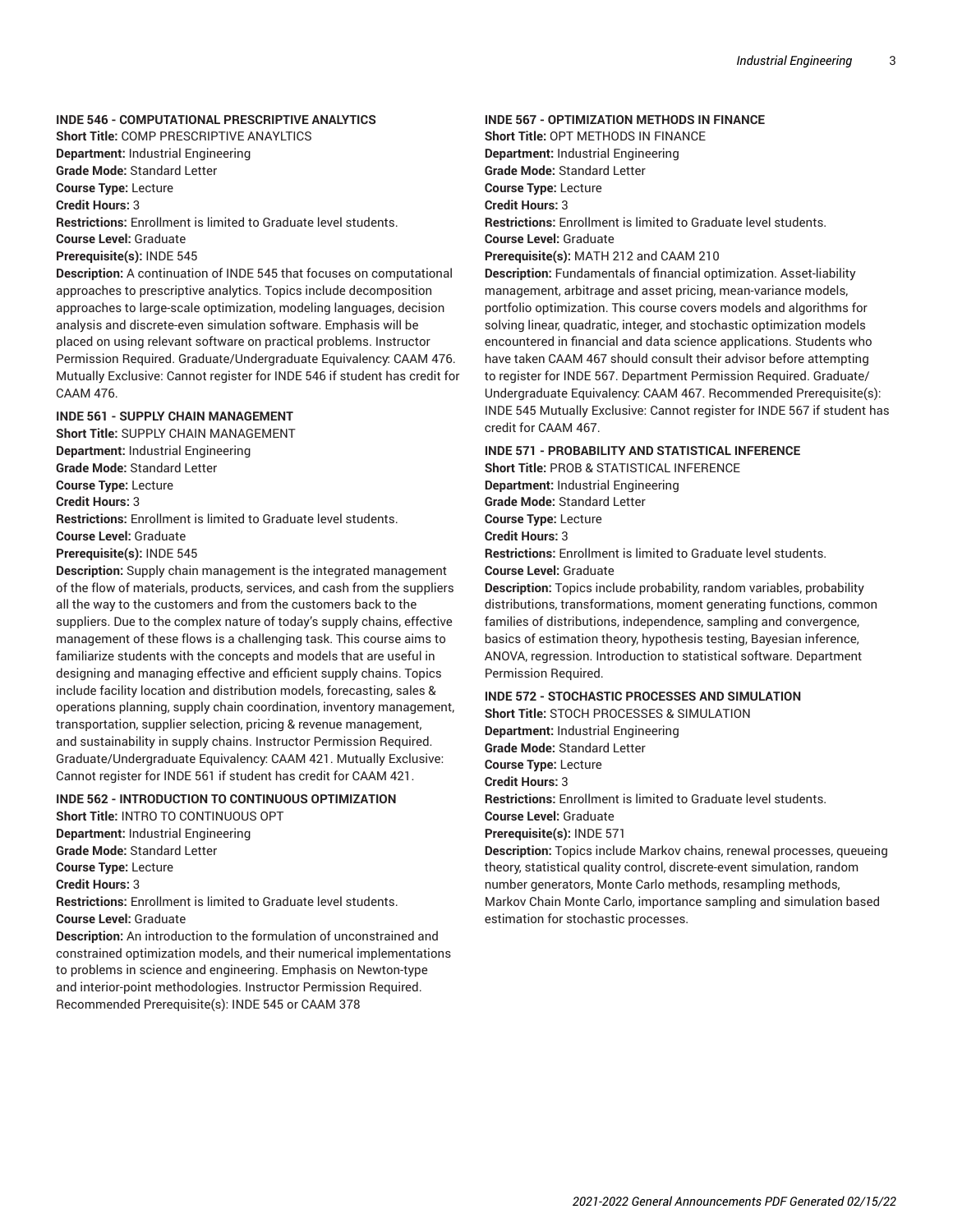#### INDE 546 - COMPUTATIONAL PRESCRIPTIVE ANALYTICS

**Short Title:** COMP PRESCRIPTIVE ANAYLTICS
**Department:** Industrial Engineering
**Grade Mode:** Standard Letter
**Course Type:** Lecture
**Credit Hours:** 3
**Restrictions:** Enrollment is limited to Graduate level students.
**Course Level:** Graduate
**Prerequisite(s):** INDE 545
**Description:** A continuation of INDE 545 that focuses on computational approaches to prescriptive analytics. Topics include decomposition approaches to large-scale optimization, modeling languages, decision analysis and discrete-even simulation software. Emphasis will be placed on using relevant software on practical problems. Instructor Permission Required. Graduate/Undergraduate Equivalency: CAAM 476. Mutually Exclusive: Cannot register for INDE 546 if student has credit for CAAM 476.

#### INDE 561 - SUPPLY CHAIN MANAGEMENT

**Short Title:** SUPPLY CHAIN MANAGEMENT
**Department:** Industrial Engineering
**Grade Mode:** Standard Letter
**Course Type:** Lecture
**Credit Hours:** 3
**Restrictions:** Enrollment is limited to Graduate level students.
**Course Level:** Graduate
**Prerequisite(s):** INDE 545
**Description:** Supply chain management is the integrated management of the flow of materials, products, services, and cash from the suppliers all the way to the customers and from the customers back to the suppliers. Due to the complex nature of today's supply chains, effective management of these flows is a challenging task. This course aims to familiarize students with the concepts and models that are useful in designing and managing effective and efficient supply chains. Topics include facility location and distribution models, forecasting, sales & operations planning, supply chain coordination, inventory management, transportation, supplier selection, pricing & revenue management, and sustainability in supply chains. Instructor Permission Required. Graduate/Undergraduate Equivalency: CAAM 421. Mutually Exclusive: Cannot register for INDE 561 if student has credit for CAAM 421.

#### INDE 562 - INTRODUCTION TO CONTINUOUS OPTIMIZATION

**Short Title:** INTRO TO CONTINUOUS OPT
**Department:** Industrial Engineering
**Grade Mode:** Standard Letter
**Course Type:** Lecture
**Credit Hours:** 3
**Restrictions:** Enrollment is limited to Graduate level students.
**Course Level:** Graduate
**Description:** An introduction to the formulation of unconstrained and constrained optimization models, and their numerical implementations to problems in science and engineering. Emphasis on Newton-type and interior-point methodologies. Instructor Permission Required. Recommended Prerequisite(s): INDE 545 or CAAM 378

#### INDE 567 - OPTIMIZATION METHODS IN FINANCE

**Short Title:** OPT METHODS IN FINANCE
**Department:** Industrial Engineering
**Grade Mode:** Standard Letter
**Course Type:** Lecture
**Credit Hours:** 3
**Restrictions:** Enrollment is limited to Graduate level students.
**Course Level:** Graduate
**Prerequisite(s):** MATH 212 and CAAM 210
**Description:** Fundamentals of financial optimization. Asset-liability management, arbitrage and asset pricing, mean-variance models, portfolio optimization. This course covers models and algorithms for solving linear, quadratic, integer, and stochastic optimization models encountered in financial and data science applications. Students who have taken CAAM 467 should consult their advisor before attempting to register for INDE 567. Department Permission Required. Graduate/Undergraduate Equivalency: CAAM 467. Recommended Prerequisite(s): INDE 545 Mutually Exclusive: Cannot register for INDE 567 if student has credit for CAAM 467.

#### INDE 571 - PROBABILITY AND STATISTICAL INFERENCE

**Short Title:** PROB & STATISTICAL INFERENCE
**Department:** Industrial Engineering
**Grade Mode:** Standard Letter
**Course Type:** Lecture
**Credit Hours:** 3
**Restrictions:** Enrollment is limited to Graduate level students.
**Course Level:** Graduate
**Description:** Topics include probability, random variables, probability distributions, transformations, moment generating functions, common families of distributions, independence, sampling and convergence, basics of estimation theory, hypothesis testing, Bayesian inference, ANOVA, regression. Introduction to statistical software. Department Permission Required.

#### INDE 572 - STOCHASTIC PROCESSES AND SIMULATION

**Short Title:** STOCH PROCESSES & SIMULATION
**Department:** Industrial Engineering
**Grade Mode:** Standard Letter
**Course Type:** Lecture
**Credit Hours:** 3
**Restrictions:** Enrollment is limited to Graduate level students.
**Course Level:** Graduate
**Prerequisite(s):** INDE 571
**Description:** Topics include Markov chains, renewal processes, queueing theory, statistical quality control, discrete-event simulation, random number generators, Monte Carlo methods, resampling methods, Markov Chain Monte Carlo, importance sampling and simulation based estimation for stochastic processes.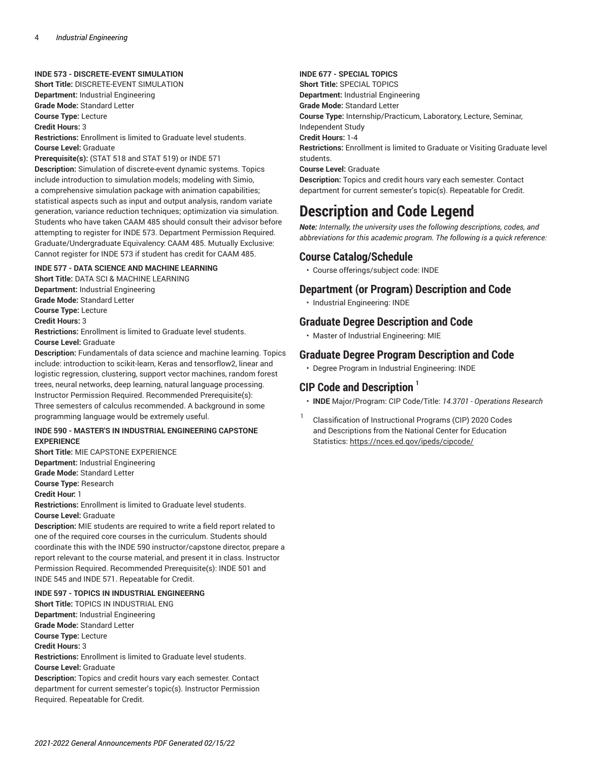**INDE 573 - DISCRETE-EVENT SIMULATION**
**Short Title:** DISCRETE-EVENT SIMULATION
**Department:** Industrial Engineering
**Grade Mode:** Standard Letter
**Course Type:** Lecture
**Credit Hours:** 3
**Restrictions:** Enrollment is limited to Graduate level students.
**Course Level:** Graduate
**Prerequisite(s):** (STAT 518 and STAT 519) or INDE 571
**Description:** Simulation of discrete-event dynamic systems. Topics include introduction to simulation models; modeling with Simio, a comprehensive simulation package with animation capabilities; statistical aspects such as input and output analysis, random variate generation, variance reduction techniques; optimization via simulation. Students who have taken CAAM 485 should consult their advisor before attempting to register for INDE 573. Department Permission Required. Graduate/Undergraduate Equivalency: CAAM 485. Mutually Exclusive: Cannot register for INDE 573 if student has credit for CAAM 485.

**INDE 577 - DATA SCIENCE AND MACHINE LEARNING**
**Short Title:** DATA SCI & MACHINE LEARNING
**Department:** Industrial Engineering
**Grade Mode:** Standard Letter
**Course Type:** Lecture
**Credit Hours:** 3
**Restrictions:** Enrollment is limited to Graduate level students.
**Course Level:** Graduate
**Description:** Fundamentals of data science and machine learning. Topics include: introduction to scikit-learn, Keras and tensorflow2, linear and logistic regression, clustering, support vector machines, random forest trees, neural networks, deep learning, natural language processing. Instructor Permission Required. Recommended Prerequisite(s): Three semesters of calculus recommended. A background in some programming language would be extremely useful.

**INDE 590 - MASTER'S IN INDUSTRIAL ENGINEERING CAPSTONE EXPERIENCE**
**Short Title:** MIE CAPSTONE EXPERIENCE
**Department:** Industrial Engineering
**Grade Mode:** Standard Letter
**Course Type:** Research
**Credit Hour:** 1
**Restrictions:** Enrollment is limited to Graduate level students.
**Course Level:** Graduate
**Description:** MIE students are required to write a field report related to one of the required core courses in the curriculum. Students should coordinate this with the INDE 590 instructor/capstone director, prepare a report relevant to the course material, and present it in class. Instructor Permission Required. Recommended Prerequisite(s): INDE 501 and INDE 545 and INDE 571. Repeatable for Credit.

**INDE 597 - TOPICS IN INDUSTRIAL ENGINEERNG**
**Short Title:** TOPICS IN INDUSTRIAL ENG
**Department:** Industrial Engineering
**Grade Mode:** Standard Letter
**Course Type:** Lecture
**Credit Hours:** 3
**Restrictions:** Enrollment is limited to Graduate level students.
**Course Level:** Graduate
**Description:** Topics and credit hours vary each semester. Contact department for current semester's topic(s). Instructor Permission Required. Repeatable for Credit.

**INDE 677 - SPECIAL TOPICS**
**Short Title:** SPECIAL TOPICS
**Department:** Industrial Engineering
**Grade Mode:** Standard Letter
**Course Type:** Internship/Practicum, Laboratory, Lecture, Seminar, Independent Study
**Credit Hours:** 1-4
**Restrictions:** Enrollment is limited to Graduate or Visiting Graduate level students.
**Course Level:** Graduate
**Description:** Topics and credit hours vary each semester. Contact department for current semester's topic(s). Repeatable for Credit.

# Description and Code Legend

***Note:*** *Internally, the university uses the following descriptions, codes, and abbreviations for this academic program. The following is a quick reference:*

## Course Catalog/Schedule

- Course offerings/subject code: INDE

## Department (or Program) Description and Code

- Industrial Engineering: INDE

## Graduate Degree Description and Code

- Master of Industrial Engineering: MIE

## Graduate Degree Program Description and Code

- Degree Program in Industrial Engineering: INDE

## CIP Code and Description [1]

- **INDE** Major/Program: CIP Code/Title: *14.3701 - Operations Research*

[1] Classification of Instructional Programs (CIP) 2020 Codes and Descriptions from the National Center for Education Statistics: https://nces.ed.gov/ipeds/cipcode/